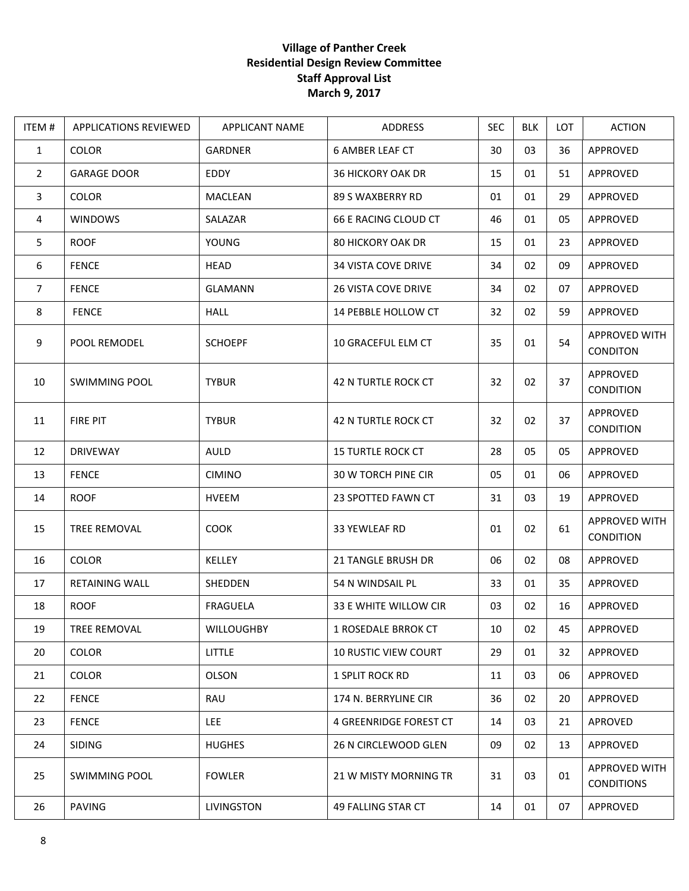**Village of Panther Creek**
**Residential Design Review Committee**
**Staff Approval List**
**March 9, 2017**

| ITEM # | APPLICATIONS REVIEWED | APPLICANT NAME | ADDRESS | SEC | BLK | LOT | ACTION |
|---|---|---|---|---|---|---|---|
| 1 | COLOR | GARDNER | 6 AMBER LEAF CT | 30 | 03 | 36 | APPROVED |
| 2 | GARAGE DOOR | EDDY | 36 HICKORY OAK DR | 15 | 01 | 51 | APPROVED |
| 3 | COLOR | MACLEAN | 89 S WAXBERRY RD | 01 | 01 | 29 | APPROVED |
| 4 | WINDOWS | SALAZAR | 66 E RACING CLOUD CT | 46 | 01 | 05 | APPROVED |
| 5 | ROOF | YOUNG | 80 HICKORY OAK DR | 15 | 01 | 23 | APPROVED |
| 6 | FENCE | HEAD | 34 VISTA COVE DRIVE | 34 | 02 | 09 | APPROVED |
| 7 | FENCE | GLAMANN | 26 VISTA COVE DRIVE | 34 | 02 | 07 | APPROVED |
| 8 | FENCE | HALL | 14 PEBBLE HOLLOW CT | 32 | 02 | 59 | APPROVED |
| 9 | POOL REMODEL | SCHOEPF | 10 GRACEFUL ELM CT | 35 | 01 | 54 | APPROVED WITH CONDITON |
| 10 | SWIMMING POOL | TYBUR | 42 N TURTLE ROCK CT | 32 | 02 | 37 | APPROVED CONDITION |
| 11 | FIRE PIT | TYBUR | 42 N TURTLE ROCK CT | 32 | 02 | 37 | APPROVED CONDITION |
| 12 | DRIVEWAY | AULD | 15 TURTLE ROCK CT | 28 | 05 | 05 | APPROVED |
| 13 | FENCE | CIMINO | 30 W TORCH PINE CIR | 05 | 01 | 06 | APPROVED |
| 14 | ROOF | HVEEM | 23 SPOTTED FAWN CT | 31 | 03 | 19 | APPROVED |
| 15 | TREE REMOVAL | COOK | 33 YEWLEAF RD | 01 | 02 | 61 | APPROVED WITH CONDITION |
| 16 | COLOR | KELLEY | 21 TANGLE BRUSH DR | 06 | 02 | 08 | APPROVED |
| 17 | RETAINING WALL | SHEDDEN | 54 N WINDSAIL PL | 33 | 01 | 35 | APPROVED |
| 18 | ROOF | FRAGUELA | 33 E WHITE WILLOW CIR | 03 | 02 | 16 | APPROVED |
| 19 | TREE REMOVAL | WILLOUGHBY | 1 ROSEDALE BRROK CT | 10 | 02 | 45 | APPROVED |
| 20 | COLOR | LITTLE | 10 RUSTIC VIEW COURT | 29 | 01 | 32 | APPROVED |
| 21 | COLOR | OLSON | 1 SPLIT ROCK RD | 11 | 03 | 06 | APPROVED |
| 22 | FENCE | RAU | 174 N. BERRYLINE CIR | 36 | 02 | 20 | APPROVED |
| 23 | FENCE | LEE | 4 GREENRIDGE FOREST CT | 14 | 03 | 21 | APROVED |
| 24 | SIDING | HUGHES | 26 N CIRCLEWOOD GLEN | 09 | 02 | 13 | APPROVED |
| 25 | SWIMMING POOL | FOWLER | 21 W MISTY MORNING TR | 31 | 03 | 01 | APPROVED WITH CONDITIONS |
| 26 | PAVING | LIVINGSTON | 49 FALLING STAR CT | 14 | 01 | 07 | APPROVED |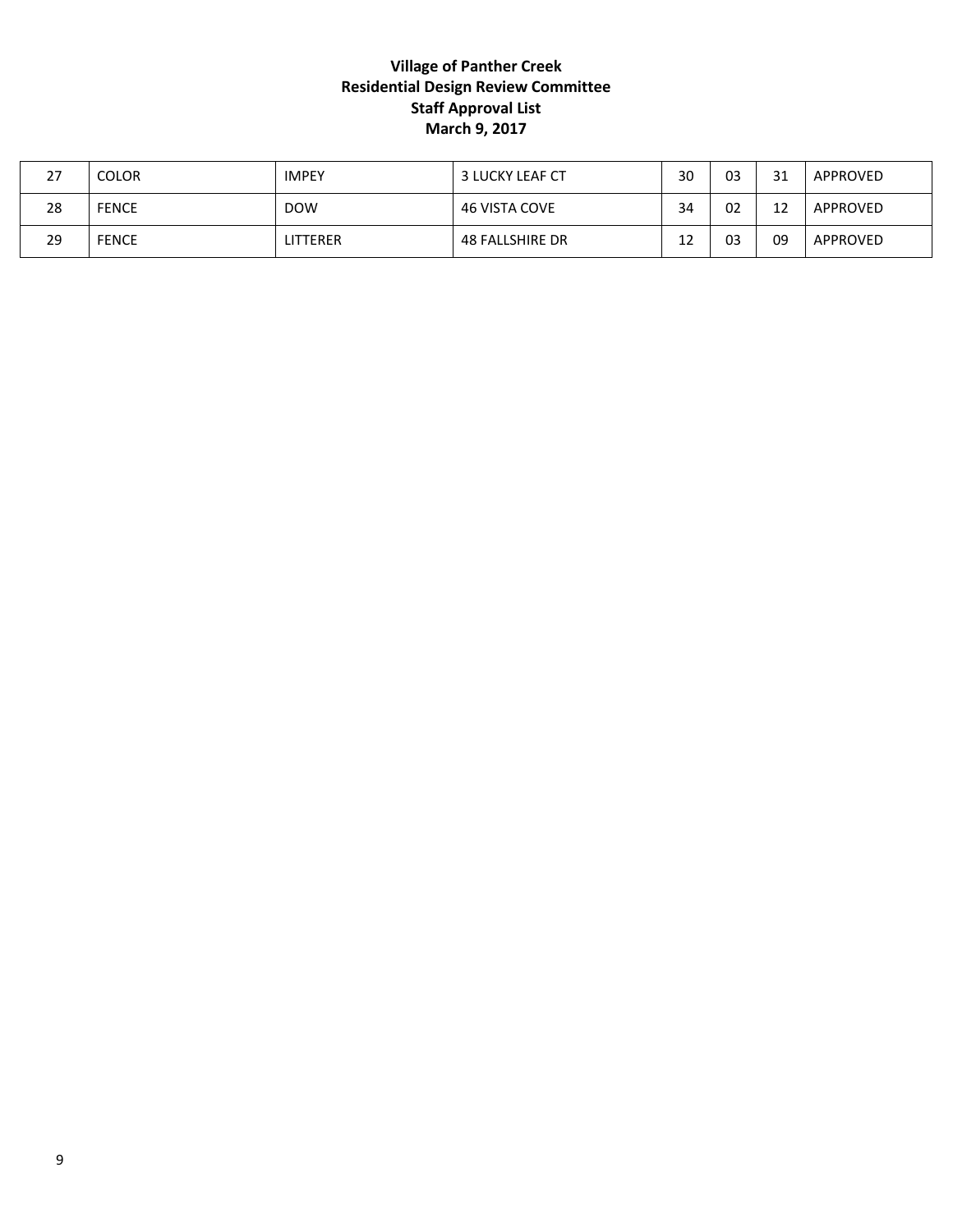**Village of Panther Creek**
**Residential Design Review Committee**
**Staff Approval List**
**March 9, 2017**

| | | | | | | | |
|---|---|---|---|---|---|---|---|
| 27 | COLOR | IMPEY | 3 LUCKY LEAF CT | 30 | 03 | 31 | APPROVED |
| 28 | FENCE | DOW | 46 VISTA COVE | 34 | 02 | 12 | APPROVED |
| 29 | FENCE | LITTERER | 48 FALLSHIRE DR | 12 | 03 | 09 | APPROVED |